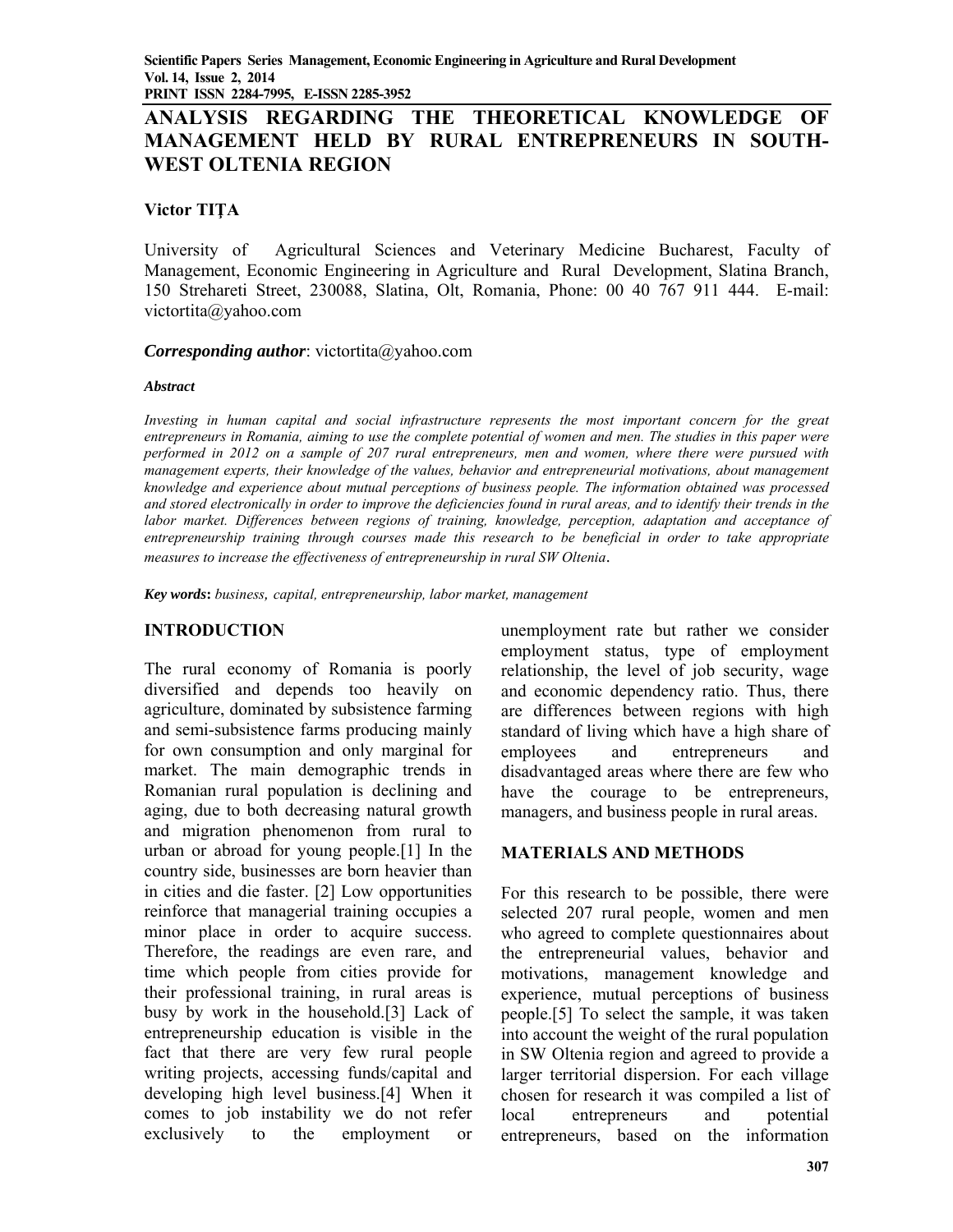# ANALYSIS REGARDING THE THEORETICAL KNOWLEDGE OF MANAGEMENT HELD BY RURAL ENTREPRENEURS IN SOUTH-WEST OLTENIA REGION

**Victor TIȚA**

University of Agricultural Sciences and Veterinary Medicine Bucharest, Faculty of Management, Economic Engineering in Agriculture and Rural Development, Slatina Branch, 150 Strehareti Street, 230088, Slatina, Olt, Romania, Phone: 00 40 767 911 444. E-mail: victortita@yahoo.com

***Corresponding author***: victortita@yahoo.com

***Abstract***

*Investing in human capital and social infrastructure represents the most important concern for the great entrepreneurs in Romania, aiming to use the complete potential of women and men. The studies in this paper were performed in 2012 on a sample of 207 rural entrepreneurs, men and women, where there were pursued with management experts, their knowledge of the values, behavior and entrepreneurial motivations, about management knowledge and experience about mutual perceptions of business people. The information obtained was processed and stored electronically in order to improve the deficiencies found in rural areas, and to identify their trends in the labor market. Differences between regions of training, knowledge, perception, adaptation and acceptance of entrepreneurship training through courses made this research to be beneficial in order to take appropriate measures to increase the effectiveness of entrepreneurship in rural SW Oltenia.*

***Key words***: *business, capital, entrepreneurship, labor market, management*

## INTRODUCTION

The rural economy of Romania is poorly diversified and depends too heavily on agriculture, dominated by subsistence farming and semi-subsistence farms producing mainly for own consumption and only marginal for market. The main demographic trends in Romanian rural population is declining and aging, due to both decreasing natural growth and migration phenomenon from rural to urban or abroad for young people.[1] In the country side, businesses are born heavier than in cities and die faster. [2] Low opportunities reinforce that managerial training occupies a minor place in order to acquire success. Therefore, the readings are even rare, and time which people from cities provide for their professional training, in rural areas is busy by work in the household.[3] Lack of entrepreneurship education is visible in the fact that there are very few rural people writing projects, accessing funds/capital and developing high level business.[4] When it comes to job instability we do not refer exclusively to the employment or unemployment rate but rather we consider employment status, type of employment relationship, the level of job security, wage and economic dependency ratio. Thus, there are differences between regions with high standard of living which have a high share of employees and entrepreneurs and disadvantaged areas where there are few who have the courage to be entrepreneurs, managers, and business people in rural areas.

## MATERIALS AND METHODS

For this research to be possible, there were selected 207 rural people, women and men who agreed to complete questionnaires about the entrepreneurial values, behavior and motivations, management knowledge and experience, mutual perceptions of business people.[5] To select the sample, it was taken into account the weight of the rural population in SW Oltenia region and agreed to provide a larger territorial dispersion. For each village chosen for research it was compiled a list of local entrepreneurs and potential entrepreneurs, based on the information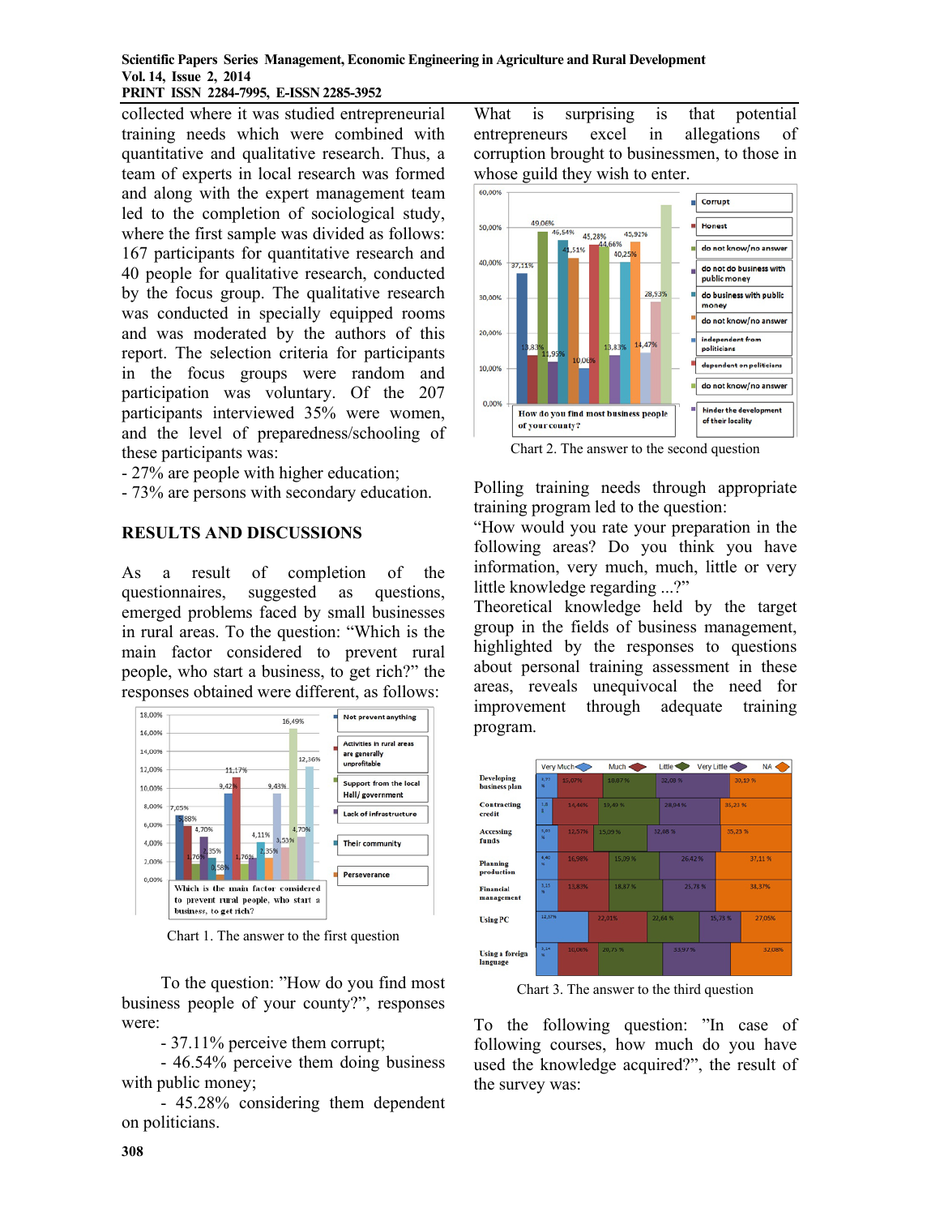collected where it was studied entrepreneurial training needs which were combined with quantitative and qualitative research. Thus, a team of experts in local research was formed and along with the expert management team led to the completion of sociological study, where the first sample was divided as follows: 167 participants for quantitative research and 40 people for qualitative research, conducted by the focus group. The qualitative research was conducted in specially equipped rooms and was moderated by the authors of this report. The selection criteria for participants in the focus groups were random and participation was voluntary. Of the 207 participants interviewed 35% were women, and the level of preparedness/schooling of these participants was:

- 27% are people with higher education;
- 73% are persons with secondary education.

## RESULTS AND DISCUSSIONS

As a result of completion of the questionnaires, suggested as questions, emerged problems faced by small businesses in rural areas. To the question: "Which is the main factor considered to prevent rural people, who start a business, to get rich?" the responses obtained were different, as follows:

Chart 1. The answer to the first question

To the question: "How do you find most business people of your county?", responses were:

- 37.11% perceive them corrupt;
- 46.54% perceive them doing business with public money;
- 45.28% considering them dependent on politicians.

What is surprising is that potential entrepreneurs excel in allegations of corruption brought to businessmen, to those in whose guild they wish to enter.

Chart 2. The answer to the second question

Polling training needs through appropriate training program led to the question:

"How would you rate your preparation in the following areas? Do you think you have information, very much, much, little or very little knowledge regarding ...?"

Theoretical knowledge held by the target group in the fields of business management, highlighted by the responses to questions about personal training assessment in these areas, reveals unequivocal the need for improvement through adequate training program.

Chart 3. The answer to the third question

To the following question: "In case of following courses, how much do you have used the knowledge acquired?", the result of the survey was: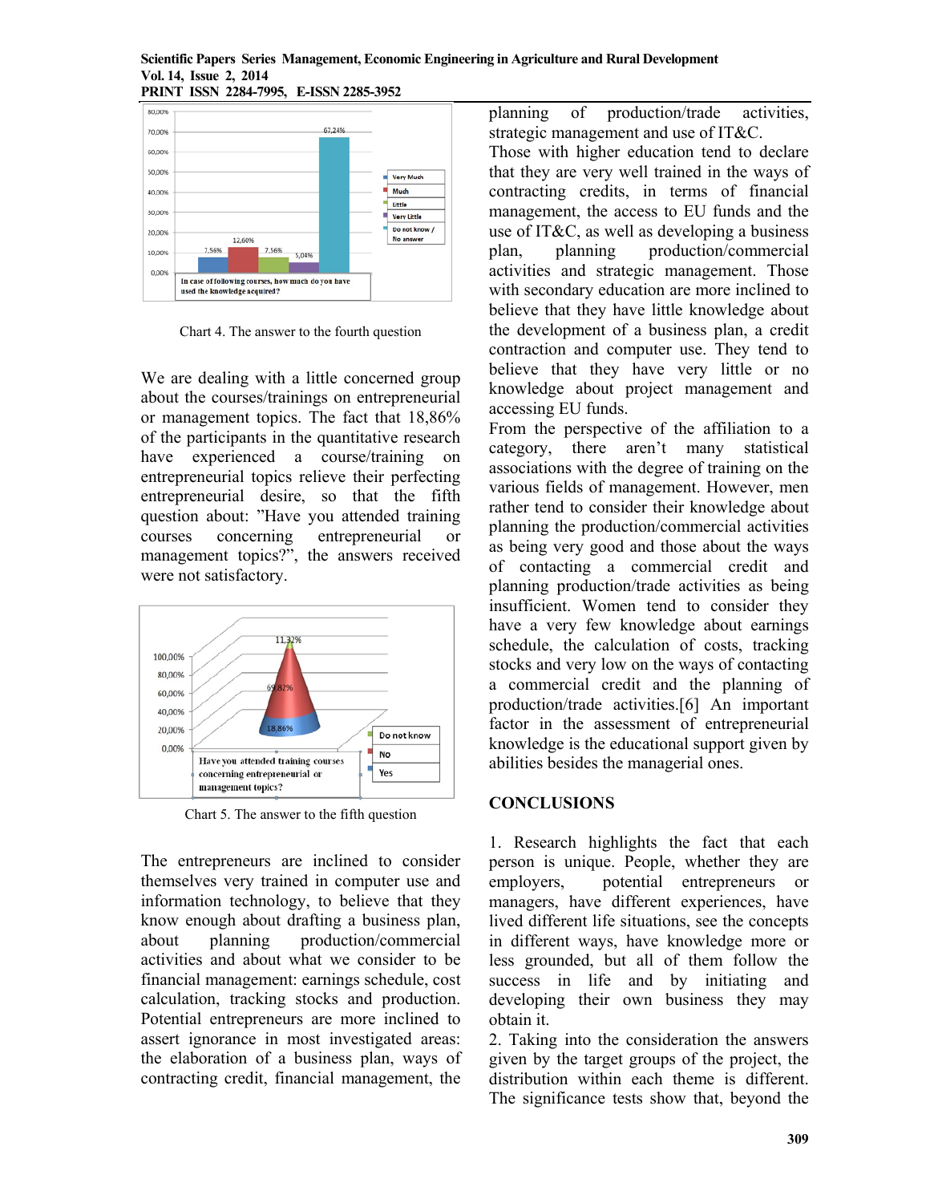Chart 4. The answer to the fourth question

We are dealing with a little concerned group about the courses/trainings on entrepreneurial or management topics. The fact that 18,86% of the participants in the quantitative research have experienced a course/training on entrepreneurial topics relieve their perfecting entrepreneurial desire, so that the fifth question about: "Have you attended training courses concerning entrepreneurial or management topics?", the answers received were not satisfactory.

Chart 5. The answer to the fifth question

The entrepreneurs are inclined to consider themselves very trained in computer use and information technology, to believe that they know enough about drafting a business plan, about planning production/commercial activities and about what we consider to be financial management: earnings schedule, cost calculation, tracking stocks and production. Potential entrepreneurs are more inclined to assert ignorance in most investigated areas: the elaboration of a business plan, ways of contracting credit, financial management, the planning of production/trade activities, strategic management and use of IT&C.

Those with higher education tend to declare that they are very well trained in the ways of contracting credits, in terms of financial management, the access to EU funds and the use of IT&C, as well as developing a business plan, planning production/commercial activities and strategic management. Those with secondary education are more inclined to believe that they have little knowledge about the development of a business plan, a credit contraction and computer use. They tend to believe that they have very little or no knowledge about project management and accessing EU funds.

From the perspective of the affiliation to a category, there aren't many statistical associations with the degree of training on the various fields of management. However, men rather tend to consider their knowledge about planning the production/commercial activities as being very good and those about the ways of contacting a commercial credit and planning production/trade activities as being insufficient. Women tend to consider they have a very few knowledge about earnings schedule, the calculation of costs, tracking stocks and very low on the ways of contacting a commercial credit and the planning of production/trade activities.[6] An important factor in the assessment of entrepreneurial knowledge is the educational support given by abilities besides the managerial ones.

## CONCLUSIONS

1. Research highlights the fact that each person is unique. People, whether they are employers, potential entrepreneurs or managers, have different experiences, have lived different life situations, see the concepts in different ways, have knowledge more or less grounded, but all of them follow the success in life and by initiating and developing their own business they may obtain it.

2. Taking into the consideration the answers given by the target groups of the project, the distribution within each theme is different. The significance tests show that, beyond the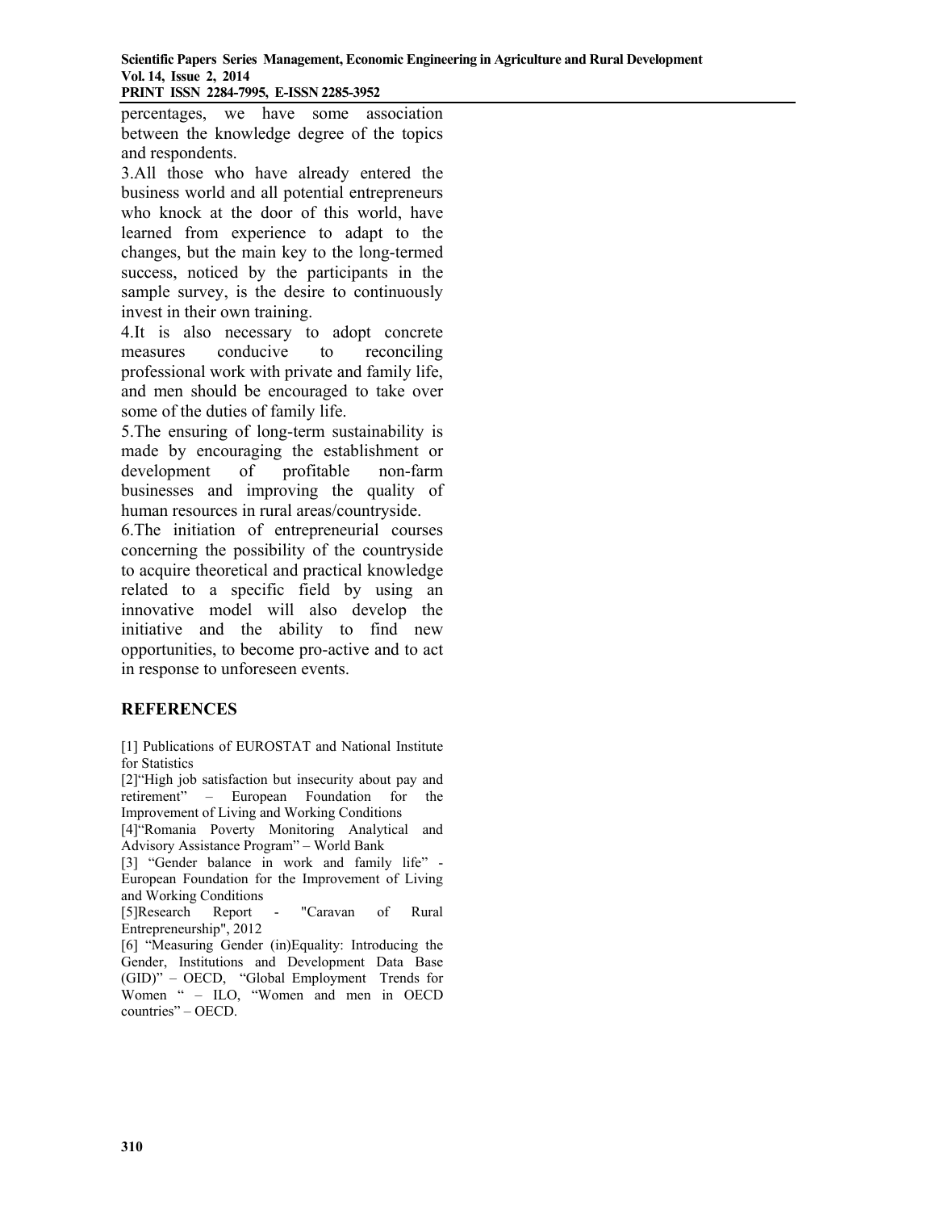percentages, we have some association between the knowledge degree of the topics and respondents.

3.All those who have already entered the business world and all potential entrepreneurs who knock at the door of this world, have learned from experience to adapt to the changes, but the main key to the long-termed success, noticed by the participants in the sample survey, is the desire to continuously invest in their own training.

4.It is also necessary to adopt concrete measures conducive to reconciling professional work with private and family life, and men should be encouraged to take over some of the duties of family life.

5.The ensuring of long-term sustainability is made by encouraging the establishment or development of profitable non-farm businesses and improving the quality of human resources in rural areas/countryside.

6.The initiation of entrepreneurial courses concerning the possibility of the countryside to acquire theoretical and practical knowledge related to a specific field by using an innovative model will also develop the initiative and the ability to find new opportunities, to become pro-active and to act in response to unforeseen events.

## REFERENCES

[1] Publications of EUROSTAT and National Institute for Statistics

[2]"High job satisfaction but insecurity about pay and retirement" – European Foundation for the Improvement of Living and Working Conditions

[4]"Romania Poverty Monitoring Analytical and Advisory Assistance Program" – World Bank

[3] "Gender balance in work and family life" - European Foundation for the Improvement of Living and Working Conditions

[5]Research Report - "Caravan of Rural Entrepreneurship", 2012

[6] "Measuring Gender (in)Equality: Introducing the Gender, Institutions and Development Data Base (GID)" – OECD, "Global Employment Trends for Women " – ILO, "Women and men in OECD countries" – OECD.